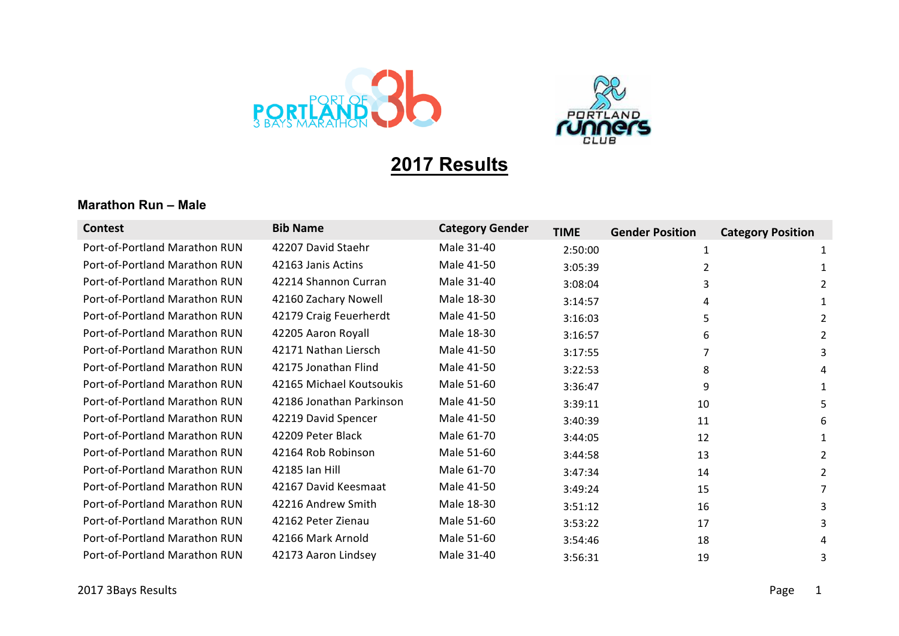# 2017 Results

### Marathon Run – Male

| Contest | Bib Name | Category Gender | TIME | Gender Position | Category Position |
|---|---|---|---|---|---|
| Port-of-Portland Marathon RUN | 42207 David Staehr | Male 31-40 | 2:50:00 | 1 | 1 |
| Port-of-Portland Marathon RUN | 42163 Janis Actins | Male 41-50 | 3:05:39 | 2 | 1 |
| Port-of-Portland Marathon RUN | 42214 Shannon Curran | Male 31-40 | 3:08:04 | 3 | 2 |
| Port-of-Portland Marathon RUN | 42160 Zachary Nowell | Male 18-30 | 3:14:57 | 4 | 1 |
| Port-of-Portland Marathon RUN | 42179 Craig Feuerherdt | Male 41-50 | 3:16:03 | 5 | 2 |
| Port-of-Portland Marathon RUN | 42205 Aaron Royall | Male 18-30 | 3:16:57 | 6 | 2 |
| Port-of-Portland Marathon RUN | 42171 Nathan Liersch | Male 41-50 | 3:17:55 | 7 | 3 |
| Port-of-Portland Marathon RUN | 42175 Jonathan Flind | Male 41-50 | 3:22:53 | 8 | 4 |
| Port-of-Portland Marathon RUN | 42165 Michael Koutsoukis | Male 51-60 | 3:36:47 | 9 | 1 |
| Port-of-Portland Marathon RUN | 42186 Jonathan Parkinson | Male 41-50 | 3:39:11 | 10 | 5 |
| Port-of-Portland Marathon RUN | 42219 David Spencer | Male 41-50 | 3:40:39 | 11 | 6 |
| Port-of-Portland Marathon RUN | 42209 Peter Black | Male 61-70 | 3:44:05 | 12 | 1 |
| Port-of-Portland Marathon RUN | 42164 Rob Robinson | Male 51-60 | 3:44:58 | 13 | 2 |
| Port-of-Portland Marathon RUN | 42185 Ian Hill | Male 61-70 | 3:47:34 | 14 | 2 |
| Port-of-Portland Marathon RUN | 42167 David Keesmaat | Male 41-50 | 3:49:24 | 15 | 7 |
| Port-of-Portland Marathon RUN | 42216 Andrew Smith | Male 18-30 | 3:51:12 | 16 | 3 |
| Port-of-Portland Marathon RUN | 42162 Peter Zienau | Male 51-60 | 3:53:22 | 17 | 3 |
| Port-of-Portland Marathon RUN | 42166 Mark Arnold | Male 51-60 | 3:54:46 | 18 | 4 |
| Port-of-Portland Marathon RUN | 42173 Aaron Lindsey | Male 31-40 | 3:56:31 | 19 | 3 |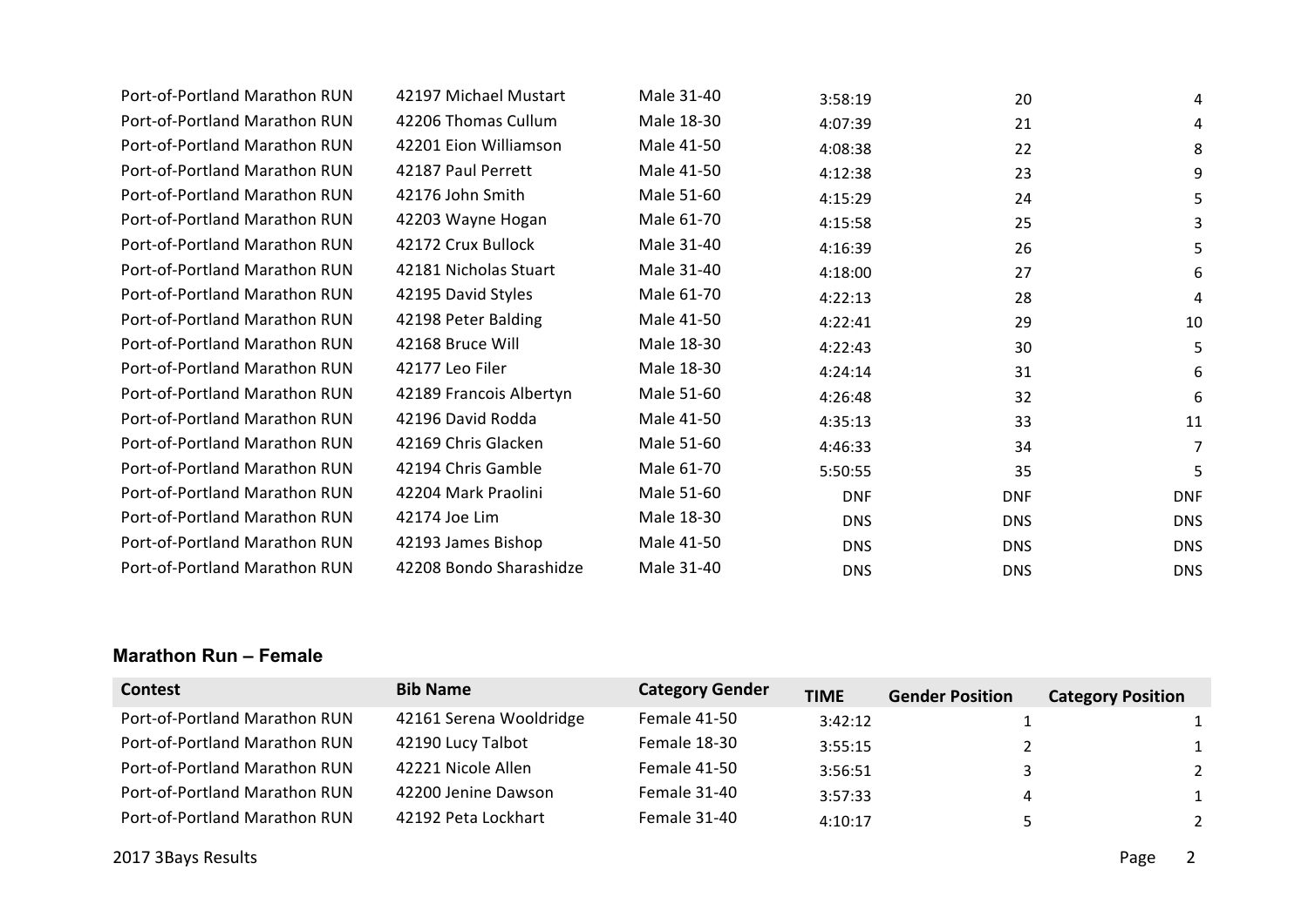| Contest | Bib Name | Category Gender | TIME | Gender Position | Category Position |
| --- | --- | --- | --- | --- | --- |
| Port-of-Portland Marathon RUN | 42197 Michael Mustart | Male 31-40 | 3:58:19 | 20 | 4 |
| Port-of-Portland Marathon RUN | 42206 Thomas Cullum | Male 18-30 | 4:07:39 | 21 | 4 |
| Port-of-Portland Marathon RUN | 42201 Eion Williamson | Male 41-50 | 4:08:38 | 22 | 8 |
| Port-of-Portland Marathon RUN | 42187 Paul Perrett | Male 41-50 | 4:12:38 | 23 | 9 |
| Port-of-Portland Marathon RUN | 42176 John Smith | Male 51-60 | 4:15:29 | 24 | 5 |
| Port-of-Portland Marathon RUN | 42203 Wayne Hogan | Male 61-70 | 4:15:58 | 25 | 3 |
| Port-of-Portland Marathon RUN | 42172 Crux Bullock | Male 31-40 | 4:16:39 | 26 | 5 |
| Port-of-Portland Marathon RUN | 42181 Nicholas Stuart | Male 31-40 | 4:18:00 | 27 | 6 |
| Port-of-Portland Marathon RUN | 42195 David Styles | Male 61-70 | 4:22:13 | 28 | 4 |
| Port-of-Portland Marathon RUN | 42198 Peter Balding | Male 41-50 | 4:22:41 | 29 | 10 |
| Port-of-Portland Marathon RUN | 42168 Bruce Will | Male 18-30 | 4:22:43 | 30 | 5 |
| Port-of-Portland Marathon RUN | 42177 Leo Filer | Male 18-30 | 4:24:14 | 31 | 6 |
| Port-of-Portland Marathon RUN | 42189 Francois Albertyn | Male 51-60 | 4:26:48 | 32 | 6 |
| Port-of-Portland Marathon RUN | 42196 David Rodda | Male 41-50 | 4:35:13 | 33 | 11 |
| Port-of-Portland Marathon RUN | 42169 Chris Glacken | Male 51-60 | 4:46:33 | 34 | 7 |
| Port-of-Portland Marathon RUN | 42194 Chris Gamble | Male 61-70 | 5:50:55 | 35 | 5 |
| Port-of-Portland Marathon RUN | 42204 Mark Praolini | Male 51-60 | DNF | DNF | DNF |
| Port-of-Portland Marathon RUN | 42174 Joe Lim | Male 18-30 | DNS | DNS | DNS |
| Port-of-Portland Marathon RUN | 42193 James Bishop | Male 41-50 | DNS | DNS | DNS |
| Port-of-Portland Marathon RUN | 42208 Bondo Sharashidze | Male 31-40 | DNS | DNS | DNS |

### Marathon Run – Female

| Contest | Bib Name | Category Gender | TIME | Gender Position | Category Position |
| --- | --- | --- | --- | --- | --- |
| Port-of-Portland Marathon RUN | 42161 Serena Wooldridge | Female 41-50 | 3:42:12 | 1 | 1 |
| Port-of-Portland Marathon RUN | 42190 Lucy Talbot | Female 18-30 | 3:55:15 | 2 | 1 |
| Port-of-Portland Marathon RUN | 42221 Nicole Allen | Female 41-50 | 3:56:51 | 3 | 2 |
| Port-of-Portland Marathon RUN | 42200 Jenine Dawson | Female 31-40 | 3:57:33 | 4 | 1 |
| Port-of-Portland Marathon RUN | 42192 Peta Lockhart | Female 31-40 | 4:10:17 | 5 | 2 |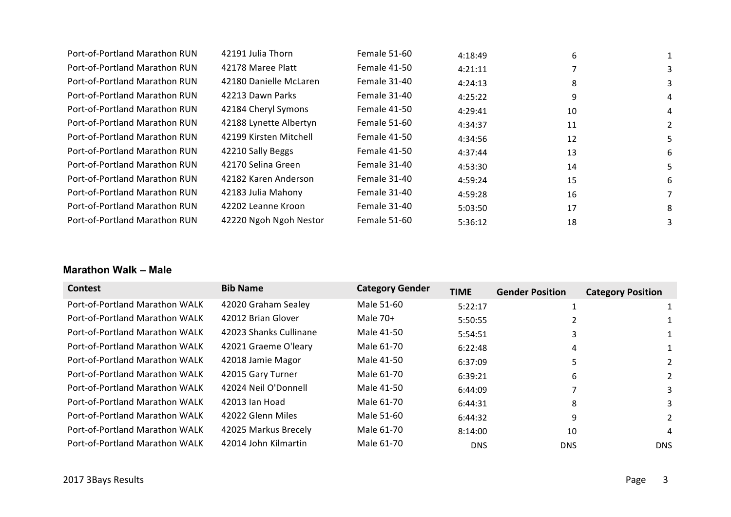| | | | | | |
|---|---|---|---|---|---|
| Port-of-Portland Marathon RUN | 42191 Julia Thorn | Female 51-60 | 4:18:49 | 6 | 1 |
| Port-of-Portland Marathon RUN | 42178 Maree Platt | Female 41-50 | 4:21:11 | 7 | 3 |
| Port-of-Portland Marathon RUN | 42180 Danielle McLaren | Female 31-40 | 4:24:13 | 8 | 3 |
| Port-of-Portland Marathon RUN | 42213 Dawn Parks | Female 31-40 | 4:25:22 | 9 | 4 |
| Port-of-Portland Marathon RUN | 42184 Cheryl Symons | Female 41-50 | 4:29:41 | 10 | 4 |
| Port-of-Portland Marathon RUN | 42188 Lynette Albertyn | Female 51-60 | 4:34:37 | 11 | 2 |
| Port-of-Portland Marathon RUN | 42199 Kirsten Mitchell | Female 41-50 | 4:34:56 | 12 | 5 |
| Port-of-Portland Marathon RUN | 42210 Sally Beggs | Female 41-50 | 4:37:44 | 13 | 6 |
| Port-of-Portland Marathon RUN | 42170 Selina Green | Female 31-40 | 4:53:30 | 14 | 5 |
| Port-of-Portland Marathon RUN | 42182 Karen Anderson | Female 31-40 | 4:59:24 | 15 | 6 |
| Port-of-Portland Marathon RUN | 42183 Julia Mahony | Female 31-40 | 4:59:28 | 16 | 7 |
| Port-of-Portland Marathon RUN | 42202 Leanne Kroon | Female 31-40 | 5:03:50 | 17 | 8 |
| Port-of-Portland Marathon RUN | 42220 Ngoh Ngoh Nestor | Female 51-60 | 5:36:12 | 18 | 3 |

### Marathon Walk – Male

| Contest | Bib Name | Category Gender | TIME | Gender Position | Category Position |
|---|---|---|---|---|---|
| Port-of-Portland Marathon WALK | 42020 Graham Sealey | Male 51-60 | 5:22:17 | 1 | 1 |
| Port-of-Portland Marathon WALK | 42012 Brian Glover | Male 70+ | 5:50:55 | 2 | 1 |
| Port-of-Portland Marathon WALK | 42023 Shanks Cullinane | Male 41-50 | 5:54:51 | 3 | 1 |
| Port-of-Portland Marathon WALK | 42021 Graeme O'leary | Male 61-70 | 6:22:48 | 4 | 1 |
| Port-of-Portland Marathon WALK | 42018 Jamie Magor | Male 41-50 | 6:37:09 | 5 | 2 |
| Port-of-Portland Marathon WALK | 42015 Gary Turner | Male 61-70 | 6:39:21 | 6 | 2 |
| Port-of-Portland Marathon WALK | 42024 Neil O'Donnell | Male 41-50 | 6:44:09 | 7 | 3 |
| Port-of-Portland Marathon WALK | 42013 Ian Hoad | Male 61-70 | 6:44:31 | 8 | 3 |
| Port-of-Portland Marathon WALK | 42022 Glenn Miles | Male 51-60 | 6:44:32 | 9 | 2 |
| Port-of-Portland Marathon WALK | 42025 Markus Brecely | Male 61-70 | 8:14:00 | 10 | 4 |
| Port-of-Portland Marathon WALK | 42014 John Kilmartin | Male 61-70 | DNS | DNS | DNS |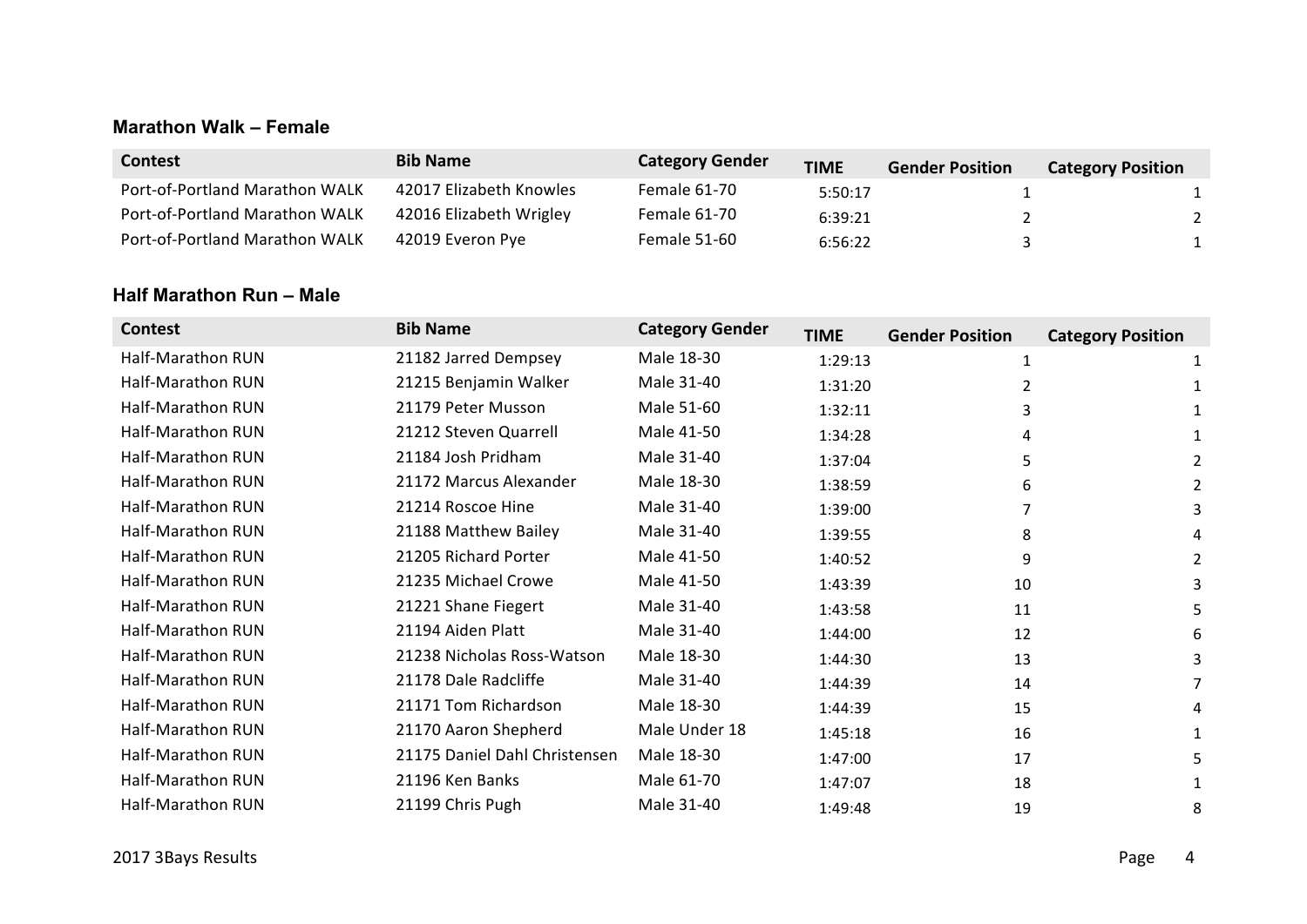### Marathon Walk – Female

| Contest | Bib Name | Category Gender | TIME | Gender Position | Category Position |
|---|---|---|---|---|---|
| Port-of-Portland Marathon WALK | 42017 Elizabeth Knowles | Female 61-70 | 5:50:17 | 1 | 1 |
| Port-of-Portland Marathon WALK | 42016 Elizabeth Wrigley | Female 61-70 | 6:39:21 | 2 | 2 |
| Port-of-Portland Marathon WALK | 42019 Everon Pye | Female 51-60 | 6:56:22 | 3 | 1 |

### Half Marathon Run – Male

| Contest | Bib Name | Category Gender | TIME | Gender Position | Category Position |
|---|---|---|---|---|---|
| Half-Marathon RUN | 21182 Jarred Dempsey | Male 18-30 | 1:29:13 | 1 | 1 |
| Half-Marathon RUN | 21215 Benjamin Walker | Male 31-40 | 1:31:20 | 2 | 1 |
| Half-Marathon RUN | 21179 Peter Musson | Male 51-60 | 1:32:11 | 3 | 1 |
| Half-Marathon RUN | 21212 Steven Quarrell | Male 41-50 | 1:34:28 | 4 | 1 |
| Half-Marathon RUN | 21184 Josh Pridham | Male 31-40 | 1:37:04 | 5 | 2 |
| Half-Marathon RUN | 21172 Marcus Alexander | Male 18-30 | 1:38:59 | 6 | 2 |
| Half-Marathon RUN | 21214 Roscoe Hine | Male 31-40 | 1:39:00 | 7 | 3 |
| Half-Marathon RUN | 21188 Matthew Bailey | Male 31-40 | 1:39:55 | 8 | 4 |
| Half-Marathon RUN | 21205 Richard Porter | Male 41-50 | 1:40:52 | 9 | 2 |
| Half-Marathon RUN | 21235 Michael Crowe | Male 41-50 | 1:43:39 | 10 | 3 |
| Half-Marathon RUN | 21221 Shane Fiegert | Male 31-40 | 1:43:58 | 11 | 5 |
| Half-Marathon RUN | 21194 Aiden Platt | Male 31-40 | 1:44:00 | 12 | 6 |
| Half-Marathon RUN | 21238 Nicholas Ross-Watson | Male 18-30 | 1:44:30 | 13 | 3 |
| Half-Marathon RUN | 21178 Dale Radcliffe | Male 31-40 | 1:44:39 | 14 | 7 |
| Half-Marathon RUN | 21171 Tom Richardson | Male 18-30 | 1:44:39 | 15 | 4 |
| Half-Marathon RUN | 21170 Aaron Shepherd | Male Under 18 | 1:45:18 | 16 | 1 |
| Half-Marathon RUN | 21175 Daniel Dahl Christensen | Male 18-30 | 1:47:00 | 17 | 5 |
| Half-Marathon RUN | 21196 Ken Banks | Male 61-70 | 1:47:07 | 18 | 1 |
| Half-Marathon RUN | 21199 Chris Pugh | Male 31-40 | 1:49:48 | 19 | 8 |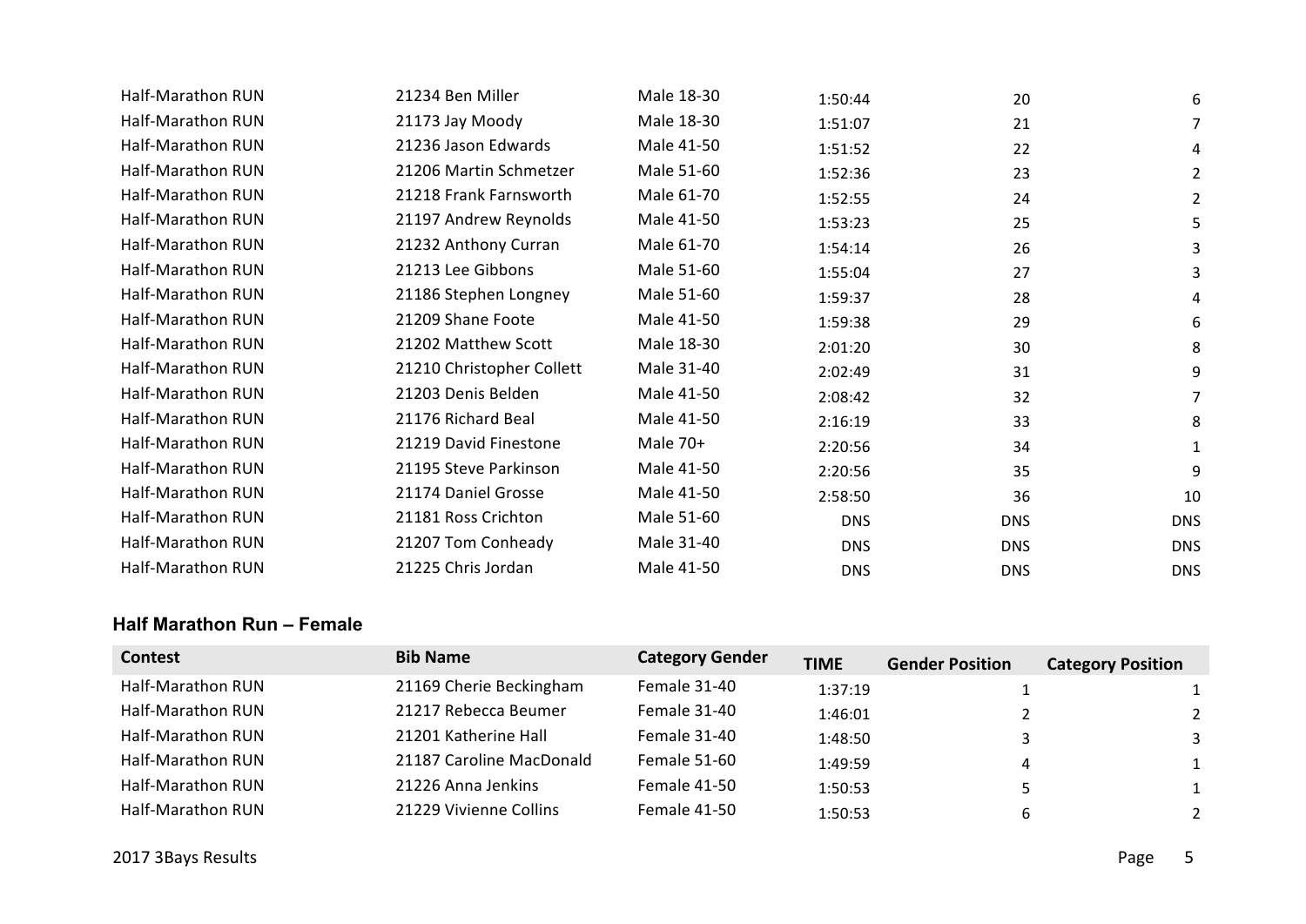| | | | | | |
|---|---|---|---|---|---|
| Half-Marathon RUN | 21234 Ben Miller | Male 18-30 | 1:50:44 | 20 | 6 |
| Half-Marathon RUN | 21173 Jay Moody | Male 18-30 | 1:51:07 | 21 | 7 |
| Half-Marathon RUN | 21236 Jason Edwards | Male 41-50 | 1:51:52 | 22 | 4 |
| Half-Marathon RUN | 21206 Martin Schmetzer | Male 51-60 | 1:52:36 | 23 | 2 |
| Half-Marathon RUN | 21218 Frank Farnsworth | Male 61-70 | 1:52:55 | 24 | 2 |
| Half-Marathon RUN | 21197 Andrew Reynolds | Male 41-50 | 1:53:23 | 25 | 5 |
| Half-Marathon RUN | 21232 Anthony Curran | Male 61-70 | 1:54:14 | 26 | 3 |
| Half-Marathon RUN | 21213 Lee Gibbons | Male 51-60 | 1:55:04 | 27 | 3 |
| Half-Marathon RUN | 21186 Stephen Longney | Male 51-60 | 1:59:37 | 28 | 4 |
| Half-Marathon RUN | 21209 Shane Foote | Male 41-50 | 1:59:38 | 29 | 6 |
| Half-Marathon RUN | 21202 Matthew Scott | Male 18-30 | 2:01:20 | 30 | 8 |
| Half-Marathon RUN | 21210 Christopher Collett | Male 31-40 | 2:02:49 | 31 | 9 |
| Half-Marathon RUN | 21203 Denis Belden | Male 41-50 | 2:08:42 | 32 | 7 |
| Half-Marathon RUN | 21176 Richard Beal | Male 41-50 | 2:16:19 | 33 | 8 |
| Half-Marathon RUN | 21219 David Finestone | Male 70+ | 2:20:56 | 34 | 1 |
| Half-Marathon RUN | 21195 Steve Parkinson | Male 41-50 | 2:20:56 | 35 | 9 |
| Half-Marathon RUN | 21174 Daniel Grosse | Male 41-50 | 2:58:50 | 36 | 10 |
| Half-Marathon RUN | 21181 Ross Crichton | Male 51-60 | DNS | DNS | DNS |
| Half-Marathon RUN | 21207 Tom Conheady | Male 31-40 | DNS | DNS | DNS |
| Half-Marathon RUN | 21225 Chris Jordan | Male 41-50 | DNS | DNS | DNS |

## Half Marathon Run – Female

| Contest | Bib Name | Category Gender | TIME | Gender Position | Category Position |
|---|---|---|---|---|---|
| Half-Marathon RUN | 21169 Cherie Beckingham | Female 31-40 | 1:37:19 | 1 | 1 |
| Half-Marathon RUN | 21217 Rebecca Beumer | Female 31-40 | 1:46:01 | 2 | 2 |
| Half-Marathon RUN | 21201 Katherine Hall | Female 31-40 | 1:48:50 | 3 | 3 |
| Half-Marathon RUN | 21187 Caroline MacDonald | Female 51-60 | 1:49:59 | 4 | 1 |
| Half-Marathon RUN | 21226 Anna Jenkins | Female 41-50 | 1:50:53 | 5 | 1 |
| Half-Marathon RUN | 21229 Vivienne Collins | Female 41-50 | 1:50:53 | 6 | 2 |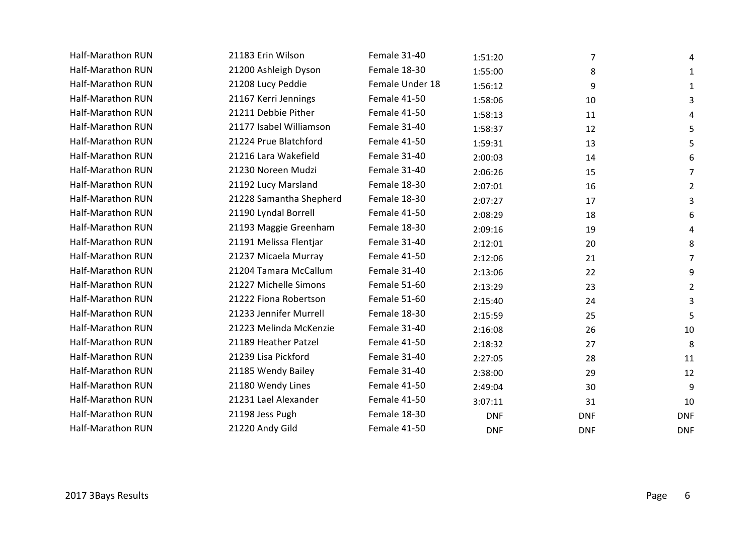| | | | | | |
|---|---|---|---|---|---|
| Half-Marathon RUN | 21183 Erin Wilson | Female 31-40 | 1:51:20 | 7 | 4 |
| Half-Marathon RUN | 21200 Ashleigh Dyson | Female 18-30 | 1:55:00 | 8 | 1 |
| Half-Marathon RUN | 21208 Lucy Peddie | Female Under 18 | 1:56:12 | 9 | 1 |
| Half-Marathon RUN | 21167 Kerri Jennings | Female 41-50 | 1:58:06 | 10 | 3 |
| Half-Marathon RUN | 21211 Debbie Pither | Female 41-50 | 1:58:13 | 11 | 4 |
| Half-Marathon RUN | 21177 Isabel Williamson | Female 31-40 | 1:58:37 | 12 | 5 |
| Half-Marathon RUN | 21224 Prue Blatchford | Female 41-50 | 1:59:31 | 13 | 5 |
| Half-Marathon RUN | 21216 Lara Wakefield | Female 31-40 | 2:00:03 | 14 | 6 |
| Half-Marathon RUN | 21230 Noreen Mudzi | Female 31-40 | 2:06:26 | 15 | 7 |
| Half-Marathon RUN | 21192 Lucy Marsland | Female 18-30 | 2:07:01 | 16 | 2 |
| Half-Marathon RUN | 21228 Samantha Shepherd | Female 18-30 | 2:07:27 | 17 | 3 |
| Half-Marathon RUN | 21190 Lyndal Borrell | Female 41-50 | 2:08:29 | 18 | 6 |
| Half-Marathon RUN | 21193 Maggie Greenham | Female 18-30 | 2:09:16 | 19 | 4 |
| Half-Marathon RUN | 21191 Melissa Flentjar | Female 31-40 | 2:12:01 | 20 | 8 |
| Half-Marathon RUN | 21237 Micaela Murray | Female 41-50 | 2:12:06 | 21 | 7 |
| Half-Marathon RUN | 21204 Tamara McCallum | Female 31-40 | 2:13:06 | 22 | 9 |
| Half-Marathon RUN | 21227 Michelle Simons | Female 51-60 | 2:13:29 | 23 | 2 |
| Half-Marathon RUN | 21222 Fiona Robertson | Female 51-60 | 2:15:40 | 24 | 3 |
| Half-Marathon RUN | 21233 Jennifer Murrell | Female 18-30 | 2:15:59 | 25 | 5 |
| Half-Marathon RUN | 21223 Melinda McKenzie | Female 31-40 | 2:16:08 | 26 | 10 |
| Half-Marathon RUN | 21189 Heather Patzel | Female 41-50 | 2:18:32 | 27 | 8 |
| Half-Marathon RUN | 21239 Lisa Pickford | Female 31-40 | 2:27:05 | 28 | 11 |
| Half-Marathon RUN | 21185 Wendy Bailey | Female 31-40 | 2:38:00 | 29 | 12 |
| Half-Marathon RUN | 21180 Wendy Lines | Female 41-50 | 2:49:04 | 30 | 9 |
| Half-Marathon RUN | 21231 Lael Alexander | Female 41-50 | 3:07:11 | 31 | 10 |
| Half-Marathon RUN | 21198 Jess Pugh | Female 18-30 | DNF | DNF | DNF |
| Half-Marathon RUN | 21220 Andy Gild | Female 41-50 | DNF | DNF | DNF |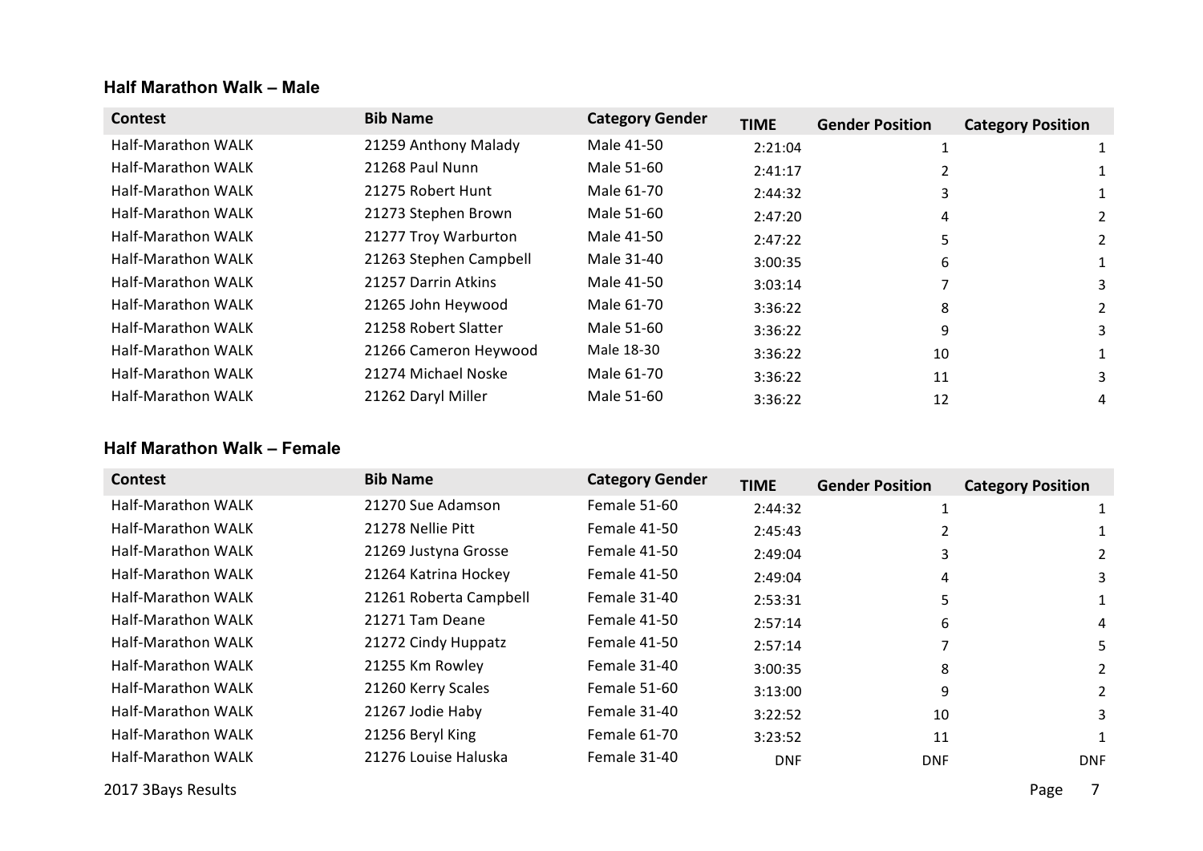### Half Marathon Walk – Male

| Contest | Bib Name | Category Gender | TIME | Gender Position | Category Position |
|---|---|---|---|---|---|
| Half-Marathon WALK | 21259 Anthony Malady | Male 41-50 | 2:21:04 | 1 | 1 |
| Half-Marathon WALK | 21268 Paul Nunn | Male 51-60 | 2:41:17 | 2 | 1 |
| Half-Marathon WALK | 21275 Robert Hunt | Male 61-70 | 2:44:32 | 3 | 1 |
| Half-Marathon WALK | 21273 Stephen Brown | Male 51-60 | 2:47:20 | 4 | 2 |
| Half-Marathon WALK | 21277 Troy Warburton | Male 41-50 | 2:47:22 | 5 | 2 |
| Half-Marathon WALK | 21263 Stephen Campbell | Male 31-40 | 3:00:35 | 6 | 1 |
| Half-Marathon WALK | 21257 Darrin Atkins | Male 41-50 | 3:03:14 | 7 | 3 |
| Half-Marathon WALK | 21265 John Heywood | Male 61-70 | 3:36:22 | 8 | 2 |
| Half-Marathon WALK | 21258 Robert Slatter | Male 51-60 | 3:36:22 | 9 | 3 |
| Half-Marathon WALK | 21266 Cameron Heywood | Male 18-30 | 3:36:22 | 10 | 1 |
| Half-Marathon WALK | 21274 Michael Noske | Male 61-70 | 3:36:22 | 11 | 3 |
| Half-Marathon WALK | 21262 Daryl Miller | Male 51-60 | 3:36:22 | 12 | 4 |

### Half Marathon Walk – Female

| Contest | Bib Name | Category Gender | TIME | Gender Position | Category Position |
|---|---|---|---|---|---|
| Half-Marathon WALK | 21270 Sue Adamson | Female 51-60 | 2:44:32 | 1 | 1 |
| Half-Marathon WALK | 21278 Nellie Pitt | Female 41-50 | 2:45:43 | 2 | 1 |
| Half-Marathon WALK | 21269 Justyna Grosse | Female 41-50 | 2:49:04 | 3 | 2 |
| Half-Marathon WALK | 21264 Katrina Hockey | Female 41-50 | 2:49:04 | 4 | 3 |
| Half-Marathon WALK | 21261 Roberta Campbell | Female 31-40 | 2:53:31 | 5 | 1 |
| Half-Marathon WALK | 21271 Tam Deane | Female 41-50 | 2:57:14 | 6 | 4 |
| Half-Marathon WALK | 21272 Cindy Huppatz | Female 41-50 | 2:57:14 | 7 | 5 |
| Half-Marathon WALK | 21255 Km Rowley | Female 31-40 | 3:00:35 | 8 | 2 |
| Half-Marathon WALK | 21260 Kerry Scales | Female 51-60 | 3:13:00 | 9 | 2 |
| Half-Marathon WALK | 21267 Jodie Haby | Female 31-40 | 3:22:52 | 10 | 3 |
| Half-Marathon WALK | 21256 Beryl King | Female 61-70 | 3:23:52 | 11 | 1 |
| Half-Marathon WALK | 21276 Louise Haluska | Female 31-40 | DNF | DNF | DNF |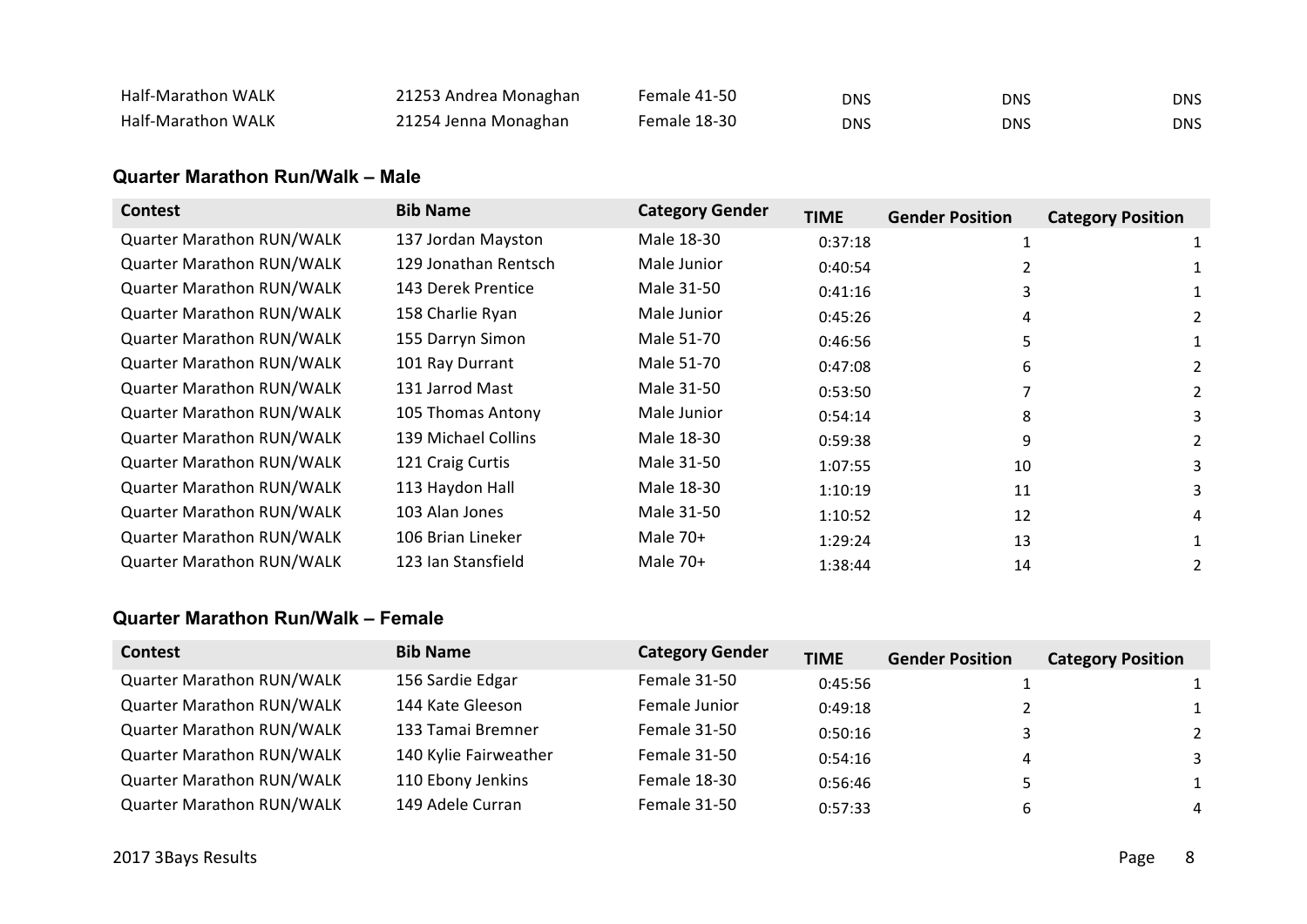| Half-Marathon WALK | 21253 Andrea Monaghan | Female 41-50 | DNS | DNS | DNS |
|---|---|---|---|---|---|
| Half-Marathon WALK | 21254 Jenna Monaghan | Female 18-30 | DNS | DNS | DNS |

### Quarter Marathon Run/Walk – Male

| Contest | Bib Name | Category Gender | TIME | Gender Position | Category Position |
|---|---|---|---|---|---|
| Quarter Marathon RUN/WALK | 137 Jordan Mayston | Male 18-30 | 0:37:18 | 1 | 1 |
| Quarter Marathon RUN/WALK | 129 Jonathan Rentsch | Male Junior | 0:40:54 | 2 | 1 |
| Quarter Marathon RUN/WALK | 143 Derek Prentice | Male 31-50 | 0:41:16 | 3 | 1 |
| Quarter Marathon RUN/WALK | 158 Charlie Ryan | Male Junior | 0:45:26 | 4 | 2 |
| Quarter Marathon RUN/WALK | 155 Darryn Simon | Male 51-70 | 0:46:56 | 5 | 1 |
| Quarter Marathon RUN/WALK | 101 Ray Durrant | Male 51-70 | 0:47:08 | 6 | 2 |
| Quarter Marathon RUN/WALK | 131 Jarrod Mast | Male 31-50 | 0:53:50 | 7 | 2 |
| Quarter Marathon RUN/WALK | 105 Thomas Antony | Male Junior | 0:54:14 | 8 | 3 |
| Quarter Marathon RUN/WALK | 139 Michael Collins | Male 18-30 | 0:59:38 | 9 | 2 |
| Quarter Marathon RUN/WALK | 121 Craig Curtis | Male 31-50 | 1:07:55 | 10 | 3 |
| Quarter Marathon RUN/WALK | 113 Haydon Hall | Male 18-30 | 1:10:19 | 11 | 3 |
| Quarter Marathon RUN/WALK | 103 Alan Jones | Male 31-50 | 1:10:52 | 12 | 4 |
| Quarter Marathon RUN/WALK | 106 Brian Lineker | Male 70+ | 1:29:24 | 13 | 1 |
| Quarter Marathon RUN/WALK | 123 Ian Stansfield | Male 70+ | 1:38:44 | 14 | 2 |

### Quarter Marathon Run/Walk – Female

| Contest | Bib Name | Category Gender | TIME | Gender Position | Category Position |
|---|---|---|---|---|---|
| Quarter Marathon RUN/WALK | 156 Sardie Edgar | Female 31-50 | 0:45:56 | 1 | 1 |
| Quarter Marathon RUN/WALK | 144 Kate Gleeson | Female Junior | 0:49:18 | 2 | 1 |
| Quarter Marathon RUN/WALK | 133 Tamai Bremner | Female 31-50 | 0:50:16 | 3 | 2 |
| Quarter Marathon RUN/WALK | 140 Kylie Fairweather | Female 31-50 | 0:54:16 | 4 | 3 |
| Quarter Marathon RUN/WALK | 110 Ebony Jenkins | Female 18-30 | 0:56:46 | 5 | 1 |
| Quarter Marathon RUN/WALK | 149 Adele Curran | Female 31-50 | 0:57:33 | 6 | 4 |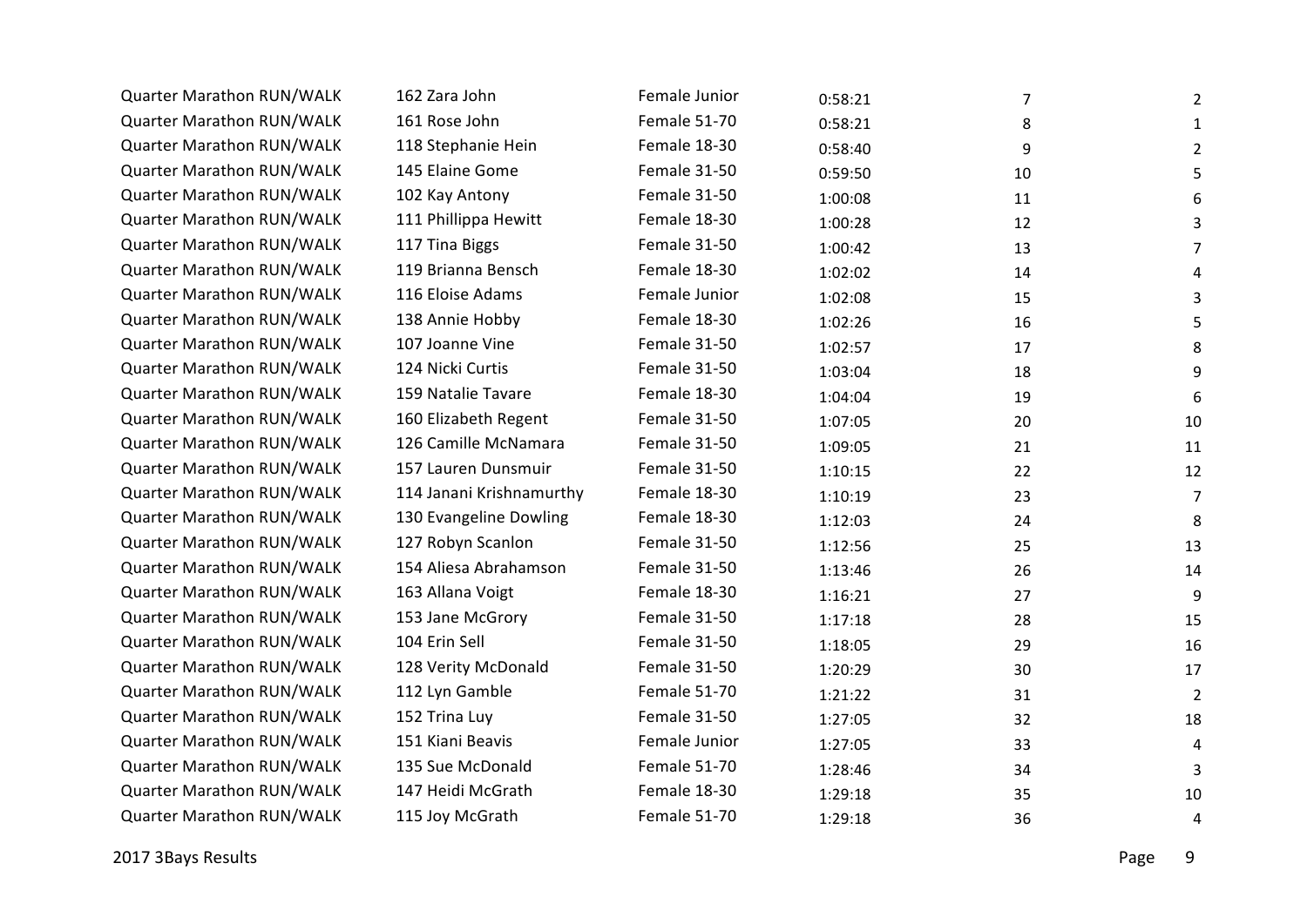| | | | | | |
|---|---|---|---|---|---|
| Quarter Marathon RUN/WALK | 162 Zara John | Female Junior | 0:58:21 | 7 | 2 |
| Quarter Marathon RUN/WALK | 161 Rose John | Female 51-70 | 0:58:21 | 8 | 1 |
| Quarter Marathon RUN/WALK | 118 Stephanie Hein | Female 18-30 | 0:58:40 | 9 | 2 |
| Quarter Marathon RUN/WALK | 145 Elaine Gome | Female 31-50 | 0:59:50 | 10 | 5 |
| Quarter Marathon RUN/WALK | 102 Kay Antony | Female 31-50 | 1:00:08 | 11 | 6 |
| Quarter Marathon RUN/WALK | 111 Phillippa Hewitt | Female 18-30 | 1:00:28 | 12 | 3 |
| Quarter Marathon RUN/WALK | 117 Tina Biggs | Female 31-50 | 1:00:42 | 13 | 7 |
| Quarter Marathon RUN/WALK | 119 Brianna Bensch | Female 18-30 | 1:02:02 | 14 | 4 |
| Quarter Marathon RUN/WALK | 116 Eloise Adams | Female Junior | 1:02:08 | 15 | 3 |
| Quarter Marathon RUN/WALK | 138 Annie Hobby | Female 18-30 | 1:02:26 | 16 | 5 |
| Quarter Marathon RUN/WALK | 107 Joanne Vine | Female 31-50 | 1:02:57 | 17 | 8 |
| Quarter Marathon RUN/WALK | 124 Nicki Curtis | Female 31-50 | 1:03:04 | 18 | 9 |
| Quarter Marathon RUN/WALK | 159 Natalie Tavare | Female 18-30 | 1:04:04 | 19 | 6 |
| Quarter Marathon RUN/WALK | 160 Elizabeth Regent | Female 31-50 | 1:07:05 | 20 | 10 |
| Quarter Marathon RUN/WALK | 126 Camille McNamara | Female 31-50 | 1:09:05 | 21 | 11 |
| Quarter Marathon RUN/WALK | 157 Lauren Dunsmuir | Female 31-50 | 1:10:15 | 22 | 12 |
| Quarter Marathon RUN/WALK | 114 Janani Krishnamurthy | Female 18-30 | 1:10:19 | 23 | 7 |
| Quarter Marathon RUN/WALK | 130 Evangeline Dowling | Female 18-30 | 1:12:03 | 24 | 8 |
| Quarter Marathon RUN/WALK | 127 Robyn Scanlon | Female 31-50 | 1:12:56 | 25 | 13 |
| Quarter Marathon RUN/WALK | 154 Aliesa Abrahamson | Female 31-50 | 1:13:46 | 26 | 14 |
| Quarter Marathon RUN/WALK | 163 Allana Voigt | Female 18-30 | 1:16:21 | 27 | 9 |
| Quarter Marathon RUN/WALK | 153 Jane McGrory | Female 31-50 | 1:17:18 | 28 | 15 |
| Quarter Marathon RUN/WALK | 104 Erin Sell | Female 31-50 | 1:18:05 | 29 | 16 |
| Quarter Marathon RUN/WALK | 128 Verity McDonald | Female 31-50 | 1:20:29 | 30 | 17 |
| Quarter Marathon RUN/WALK | 112 Lyn Gamble | Female 51-70 | 1:21:22 | 31 | 2 |
| Quarter Marathon RUN/WALK | 152 Trina Luy | Female 31-50 | 1:27:05 | 32 | 18 |
| Quarter Marathon RUN/WALK | 151 Kiani Beavis | Female Junior | 1:27:05 | 33 | 4 |
| Quarter Marathon RUN/WALK | 135 Sue McDonald | Female 51-70 | 1:28:46 | 34 | 3 |
| Quarter Marathon RUN/WALK | 147 Heidi McGrath | Female 18-30 | 1:29:18 | 35 | 10 |
| Quarter Marathon RUN/WALK | 115 Joy McGrath | Female 51-70 | 1:29:18 | 36 | 4 |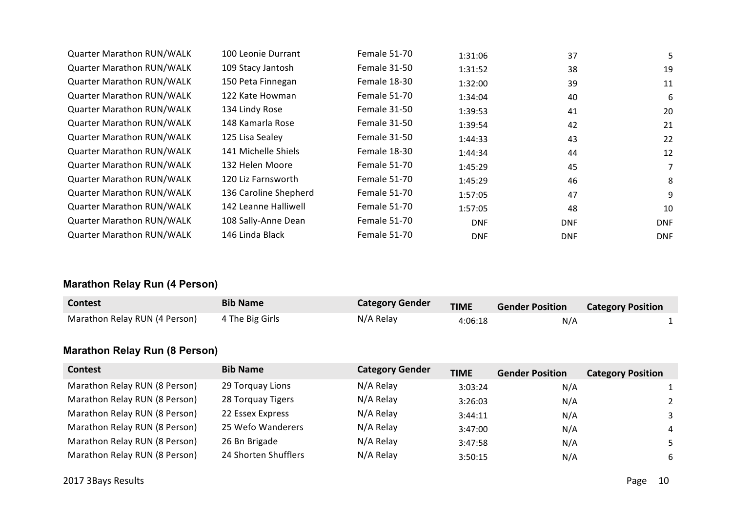| Quarter Marathon RUN/WALK | 100 Leonie Durrant | Female 51-70 | 1:31:06 | 37 | 5 |
|---|---|---|---|---|---|
| Quarter Marathon RUN/WALK | 109 Stacy Jantosh | Female 31-50 | 1:31:52 | 38 | 19 |
| Quarter Marathon RUN/WALK | 150 Peta Finnegan | Female 18-30 | 1:32:00 | 39 | 11 |
| Quarter Marathon RUN/WALK | 122 Kate Howman | Female 51-70 | 1:34:04 | 40 | 6 |
| Quarter Marathon RUN/WALK | 134 Lindy Rose | Female 31-50 | 1:39:53 | 41 | 20 |
| Quarter Marathon RUN/WALK | 148 Kamarla Rose | Female 31-50 | 1:39:54 | 42 | 21 |
| Quarter Marathon RUN/WALK | 125 Lisa Sealey | Female 31-50 | 1:44:33 | 43 | 22 |
| Quarter Marathon RUN/WALK | 141 Michelle Shiels | Female 18-30 | 1:44:34 | 44 | 12 |
| Quarter Marathon RUN/WALK | 132 Helen Moore | Female 51-70 | 1:45:29 | 45 | 7 |
| Quarter Marathon RUN/WALK | 120 Liz Farnsworth | Female 51-70 | 1:45:29 | 46 | 8 |
| Quarter Marathon RUN/WALK | 136 Caroline Shepherd | Female 51-70 | 1:57:05 | 47 | 9 |
| Quarter Marathon RUN/WALK | 142 Leanne Halliwell | Female 51-70 | 1:57:05 | 48 | 10 |
| Quarter Marathon RUN/WALK | 108 Sally-Anne Dean | Female 51-70 | DNF | DNF | DNF |
| Quarter Marathon RUN/WALK | 146 Linda Black | Female 51-70 | DNF | DNF | DNF |

### Marathon Relay Run (4 Person)

| Contest | Bib Name | Category Gender | TIME | Gender Position | Category Position |
|---|---|---|---|---|---|
| Marathon Relay RUN (4 Person) | 4 The Big Girls | N/A Relay | 4:06:18 | N/A | 1 |

### Marathon Relay Run (8 Person)

| Contest | Bib Name | Category Gender | TIME | Gender Position | Category Position |
|---|---|---|---|---|---|
| Marathon Relay RUN (8 Person) | 29 Torquay Lions | N/A Relay | 3:03:24 | N/A | 1 |
| Marathon Relay RUN (8 Person) | 28 Torquay Tigers | N/A Relay | 3:26:03 | N/A | 2 |
| Marathon Relay RUN (8 Person) | 22 Essex Express | N/A Relay | 3:44:11 | N/A | 3 |
| Marathon Relay RUN (8 Person) | 25 Wefo Wanderers | N/A Relay | 3:47:00 | N/A | 4 |
| Marathon Relay RUN (8 Person) | 26 Bn Brigade | N/A Relay | 3:47:58 | N/A | 5 |
| Marathon Relay RUN (8 Person) | 24 Shorten Shufflers | N/A Relay | 3:50:15 | N/A | 6 |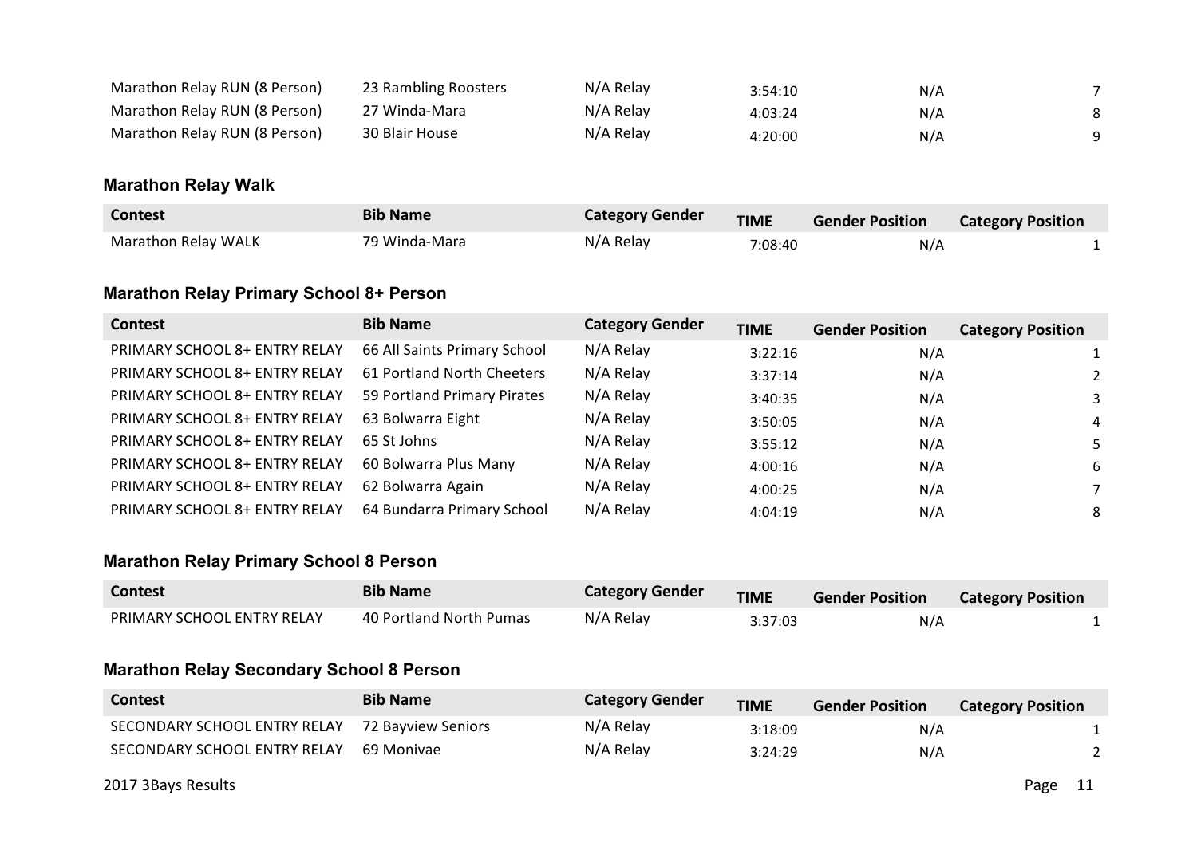| Contest | Bib Name | Category Gender | TIME | Gender Position | Category Position |
|---|---|---|---|---|---|
| Marathon Relay RUN (8 Person) | 23 Rambling Roosters | N/A Relay | 3:54:10 | N/A | 7 |
| Marathon Relay RUN (8 Person) | 27 Winda-Mara | N/A Relay | 4:03:24 | N/A | 8 |
| Marathon Relay RUN (8 Person) | 30 Blair House | N/A Relay | 4:20:00 | N/A | 9 |

### Marathon Relay Walk

| Contest | Bib Name | Category Gender | TIME | Gender Position | Category Position |
|---|---|---|---|---|---|
| Marathon Relay WALK | 79 Winda-Mara | N/A Relay | 7:08:40 | N/A | 1 |

### Marathon Relay Primary School 8+ Person

| Contest | Bib Name | Category Gender | TIME | Gender Position | Category Position |
|---|---|---|---|---|---|
| PRIMARY SCHOOL 8+ ENTRY RELAY | 66 All Saints Primary School | N/A Relay | 3:22:16 | N/A | 1 |
| PRIMARY SCHOOL 8+ ENTRY RELAY | 61 Portland North Cheeters | N/A Relay | 3:37:14 | N/A | 2 |
| PRIMARY SCHOOL 8+ ENTRY RELAY | 59 Portland Primary Pirates | N/A Relay | 3:40:35 | N/A | 3 |
| PRIMARY SCHOOL 8+ ENTRY RELAY | 63 Bolwarra Eight | N/A Relay | 3:50:05 | N/A | 4 |
| PRIMARY SCHOOL 8+ ENTRY RELAY | 65 St Johns | N/A Relay | 3:55:12 | N/A | 5 |
| PRIMARY SCHOOL 8+ ENTRY RELAY | 60 Bolwarra Plus Many | N/A Relay | 4:00:16 | N/A | 6 |
| PRIMARY SCHOOL 8+ ENTRY RELAY | 62 Bolwarra Again | N/A Relay | 4:00:25 | N/A | 7 |
| PRIMARY SCHOOL 8+ ENTRY RELAY | 64 Bundarra Primary School | N/A Relay | 4:04:19 | N/A | 8 |

### Marathon Relay Primary School 8 Person

| Contest | Bib Name | Category Gender | TIME | Gender Position | Category Position |
|---|---|---|---|---|---|
| PRIMARY SCHOOL ENTRY RELAY | 40 Portland North Pumas | N/A Relay | 3:37:03 | N/A | 1 |

### Marathon Relay Secondary School 8 Person

| Contest | Bib Name | Category Gender | TIME | Gender Position | Category Position |
|---|---|---|---|---|---|
| SECONDARY SCHOOL ENTRY RELAY | 72 Bayview Seniors | N/A Relay | 3:18:09 | N/A | 1 |
| SECONDARY SCHOOL ENTRY RELAY | 69 Monivae | N/A Relay | 3:24:29 | N/A | 2 |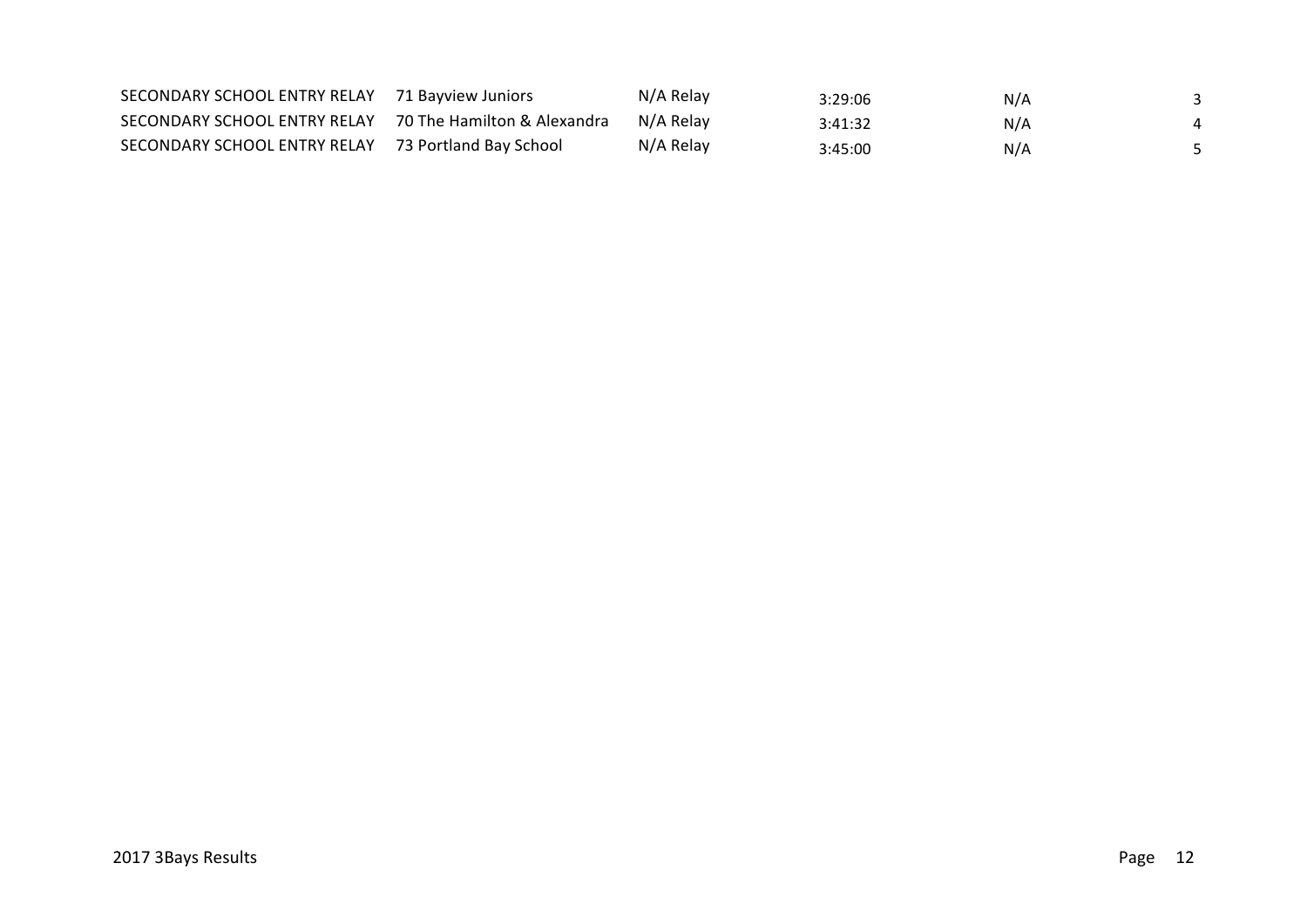| | | | | | |
|---|---|---|---|---|---|
| SECONDARY SCHOOL ENTRY RELAY | 71 Bayview Juniors | N/A Relay | 3:29:06 | N/A | 3 |
| SECONDARY SCHOOL ENTRY RELAY | 70 The Hamilton & Alexandra | N/A Relay | 3:41:32 | N/A | 4 |
| SECONDARY SCHOOL ENTRY RELAY | 73 Portland Bay School | N/A Relay | 3:45:00 | N/A | 5 |